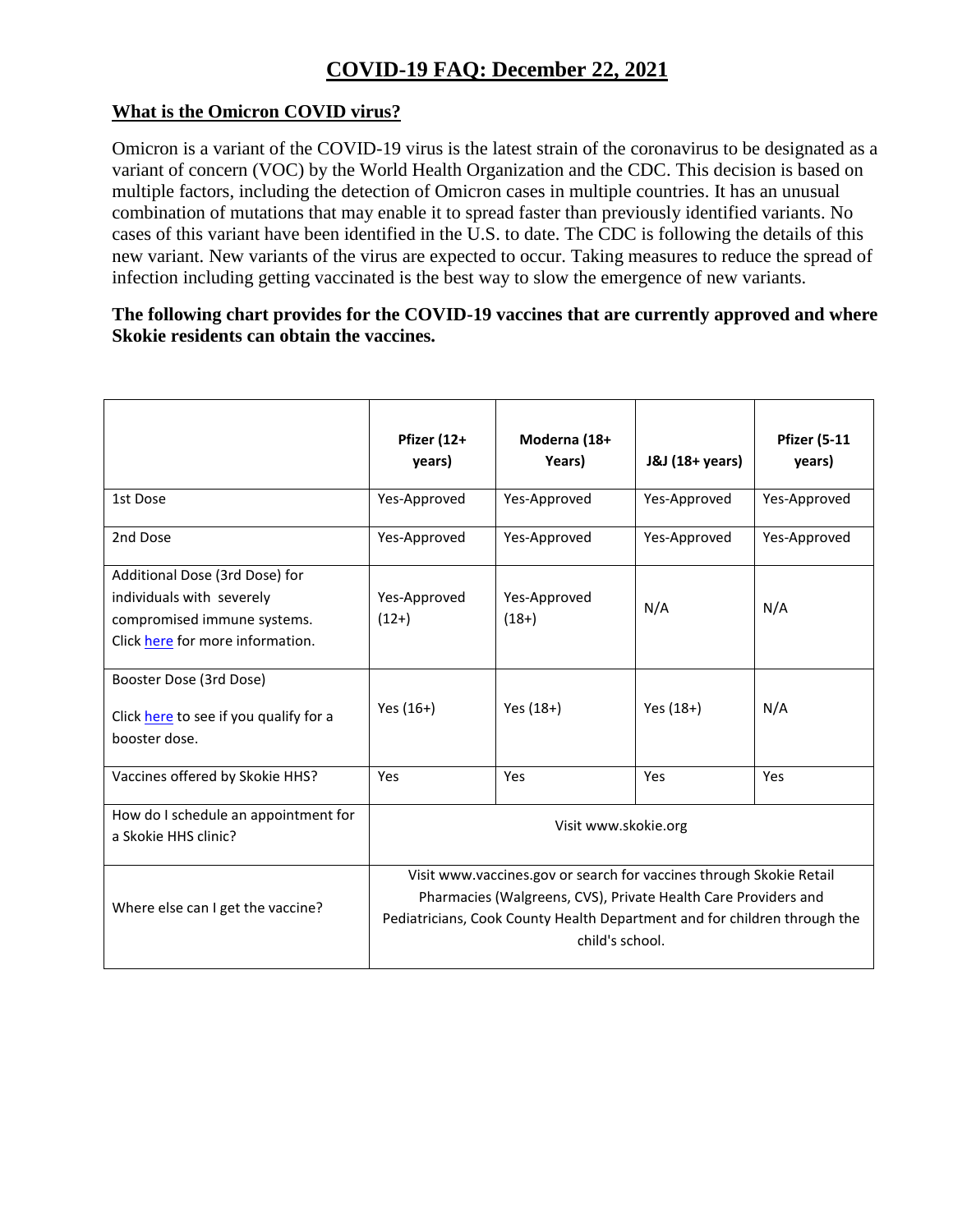# COVID-19 FAQ: December 22, 2021

## What is the Omicron COVID virus?

Omicron is a variant of the COVID-19 virus is the latest strain of the coronavirus to be designated as a variant of concern (VOC) by the World Health Organization and the CDC. This decision is based on multiple factors, including the detection of Omicron cases in multiple countries. It has an unusual combination of mutations that may enable it to spread faster than previously identified variants. No cases of this variant have been identified in the U.S. to date. The CDC is following the details of this new variant. New variants of the virus are expected to occur. Taking measures to reduce the spread of infection including getting vaccinated is the best way to slow the emergence of new variants.

**The following chart provides for the COVID-19 vaccines that are currently approved and where Skokie residents can obtain the vaccines.**

| | Pfizer (12+ years) | Moderna (18+ Years) | J&J (18+ years) | Pfizer (5-11 years) |
|---|---|---|---|---|
| 1st Dose | Yes-Approved | Yes-Approved | Yes-Approved | Yes-Approved |
| 2nd Dose | Yes-Approved | Yes-Approved | Yes-Approved | Yes-Approved |
| Additional Dose (3rd Dose) for individuals with severely compromised immune systems. Click here for more information. | Yes-Approved (12+) | Yes-Approved (18+) | N/A | N/A |
| Booster Dose (3rd Dose) Click here to see if you qualify for a booster dose. | Yes (16+) | Yes (18+) | Yes (18+) | N/A |
| Vaccines offered by Skokie HHS? | Yes | Yes | Yes | Yes |
| How do I schedule an appointment for a Skokie HHS clinic? | Visit www.skokie.org | | | |
| Where else can I get the vaccine? | Visit www.vaccines.gov or search for vaccines through Skokie Retail Pharmacies (Walgreens, CVS), Private Health Care Providers and Pediatricians, Cook County Health Department and for children through the child's school. | | | |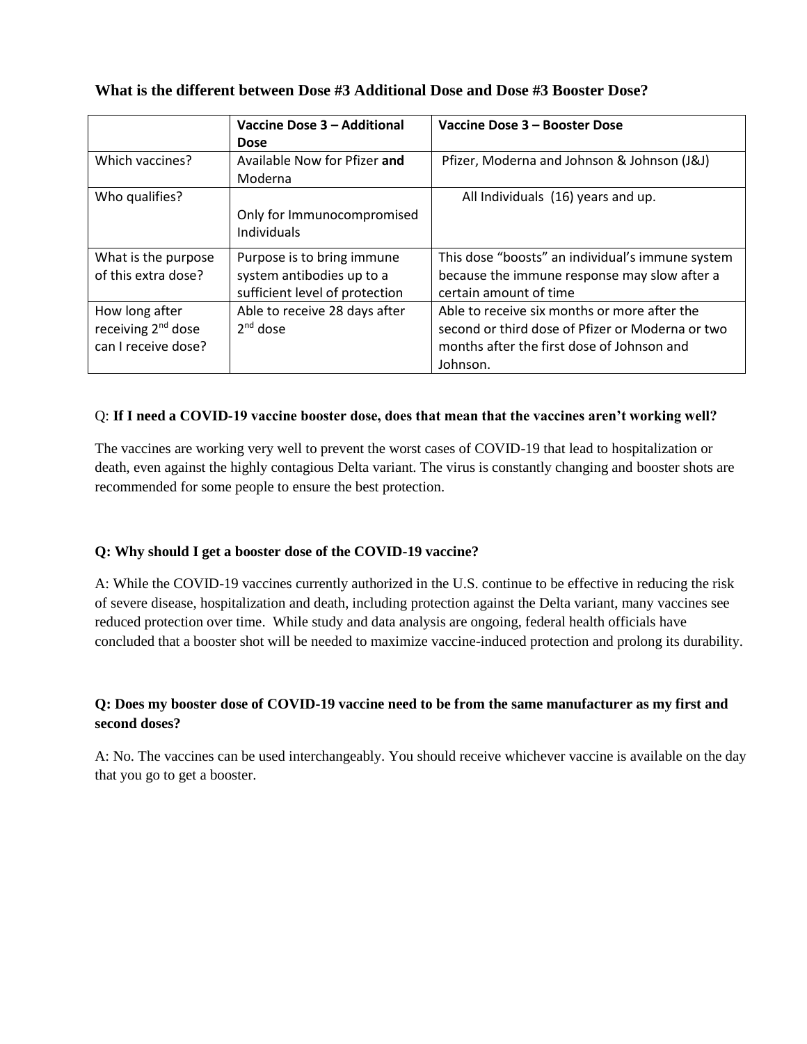### What is the different between Dose #3 Additional Dose and Dose #3 Booster Dose?

| | **Vaccine Dose 3 – Additional Dose** | **Vaccine Dose 3 – Booster Dose** |
|---|---|---|
| Which vaccines? | Available Now for Pfizer **and** Moderna | Pfizer, Moderna and Johnson & Johnson (J&J) |
| Who qualifies? | Only for Immunocompromised Individuals | All Individuals (16) years and up. |
| What is the purpose of this extra dose? | Purpose is to bring immune system antibodies up to a sufficient level of protection | This dose "boosts" an individual's immune system because the immune response may slow after a certain amount of time |
| How long after receiving 2nd dose can I receive dose? | Able to receive 28 days after 2nd dose | Able to receive six months or more after the second or third dose of Pfizer or Moderna or two months after the first dose of Johnson and Johnson. |

Q: **If I need a COVID-19 vaccine booster dose, does that mean that the vaccines aren't working well?**

The vaccines are working very well to prevent the worst cases of COVID-19 that lead to hospitalization or death, even against the highly contagious Delta variant. The virus is constantly changing and booster shots are recommended for some people to ensure the best protection.

**Q: Why should I get a booster dose of the COVID-19 vaccine?**

A: While the COVID-19 vaccines currently authorized in the U.S. continue to be effective in reducing the risk of severe disease, hospitalization and death, including protection against the Delta variant, many vaccines see reduced protection over time. While study and data analysis are ongoing, federal health officials have concluded that a booster shot will be needed to maximize vaccine-induced protection and prolong its durability.

**Q: Does my booster dose of COVID-19 vaccine need to be from the same manufacturer as my first and second doses?**

A: No. The vaccines can be used interchangeably. You should receive whichever vaccine is available on the day that you go to get a booster.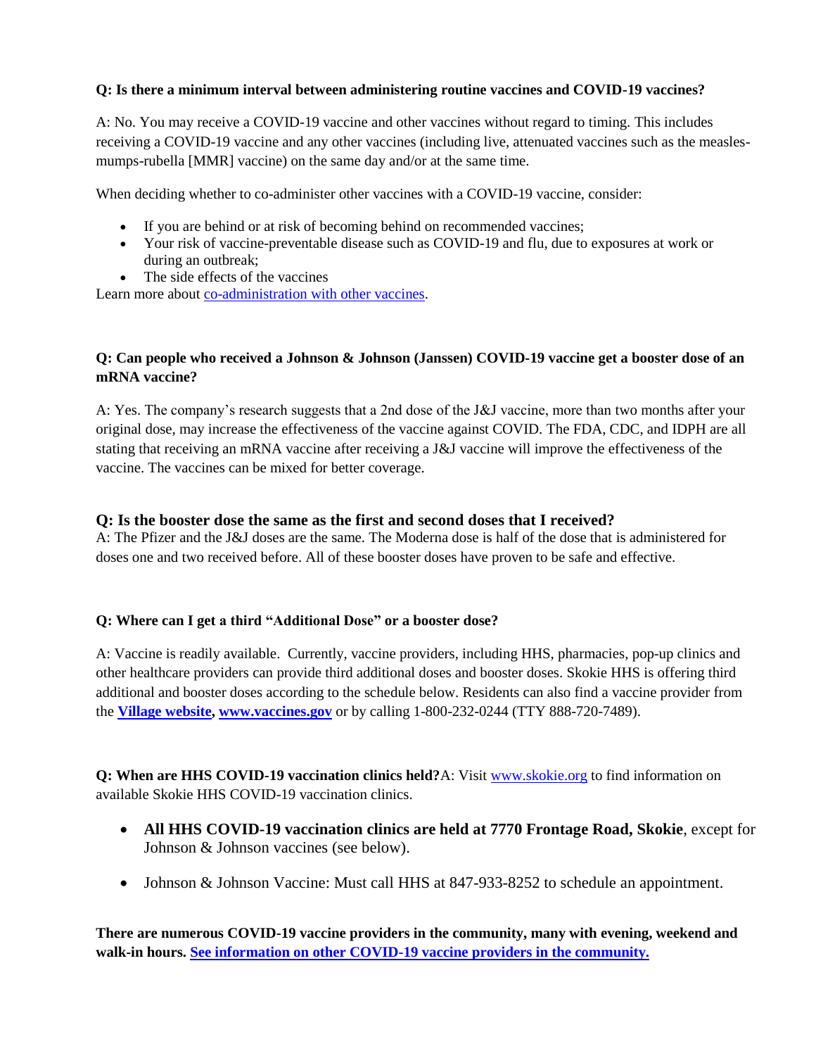**Q: Is there a minimum interval between administering routine vaccines and COVID-19 vaccines?**

A: No. You may receive a COVID-19 vaccine and other vaccines without regard to timing. This includes receiving a COVID-19 vaccine and any other vaccines (including live, attenuated vaccines such as the measles-mumps-rubella [MMR] vaccine) on the same day and/or at the same time.

When deciding whether to co-administer other vaccines with a COVID-19 vaccine, consider:

- If you are behind or at risk of becoming behind on recommended vaccines;
- Your risk of vaccine-preventable disease such as COVID-19 and flu, due to exposures at work or during an outbreak;
- The side effects of the vaccines

Learn more about co-administration with other vaccines.

**Q: Can people who received a Johnson & Johnson (Janssen) COVID-19 vaccine get a booster dose of an mRNA vaccine?**

A: Yes. The company's research suggests that a 2nd dose of the J&J vaccine, more than two months after your original dose, may increase the effectiveness of the vaccine against COVID. The FDA, CDC, and IDPH are all stating that receiving an mRNA vaccine after receiving a J&J vaccine will improve the effectiveness of the vaccine. The vaccines can be mixed for better coverage.

**Q: Is the booster dose the same as the first and second doses that I received?**

A: The Pfizer and the J&J doses are the same. The Moderna dose is half of the dose that is administered for doses one and two received before. All of these booster doses have proven to be safe and effective.

**Q: Where can I get a third "Additional Dose" or a booster dose?**

A: Vaccine is readily available. Currently, vaccine providers, including HHS, pharmacies, pop-up clinics and other healthcare providers can provide third additional doses and booster doses. Skokie HHS is offering third additional and booster doses according to the schedule below. Residents can also find a vaccine provider from the **Village website**, **www.vaccines.gov** or by calling 1-800-232-0244 (TTY 888-720-7489).

**Q: When are HHS COVID-19 vaccination clinics held?** A: Visit www.skokie.org to find information on available Skokie HHS COVID-19 vaccination clinics.

- **All HHS COVID-19 vaccination clinics are held at 7770 Frontage Road, Skokie**, except for Johnson & Johnson vaccines (see below).
- Johnson & Johnson Vaccine: Must call HHS at 847-933-8252 to schedule an appointment.

**There are numerous COVID-19 vaccine providers in the community, many with evening, weekend and walk-in hours. See information on other COVID-19 vaccine providers in the community.**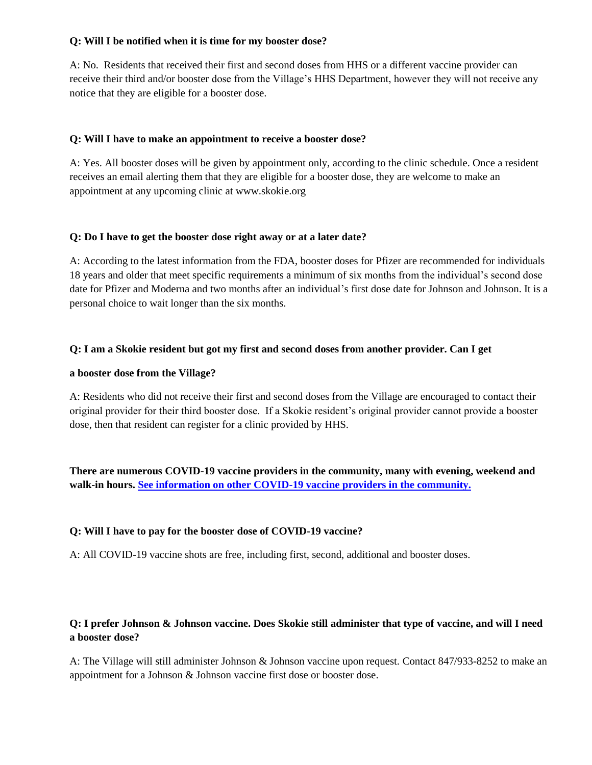**Q: Will I be notified when it is time for my booster dose?**

A: No. Residents that received their first and second doses from HHS or a different vaccine provider can receive their third and/or booster dose from the Village's HHS Department, however they will not receive any notice that they are eligible for a booster dose.

**Q: Will I have to make an appointment to receive a booster dose?**

A: Yes. All booster doses will be given by appointment only, according to the clinic schedule. Once a resident receives an email alerting them that they are eligible for a booster dose, they are welcome to make an appointment at any upcoming clinic at www.skokie.org

**Q: Do I have to get the booster dose right away or at a later date?**

A: According to the latest information from the FDA, booster doses for Pfizer are recommended for individuals 18 years and older that meet specific requirements a minimum of six months from the individual's second dose date for Pfizer and Moderna and two months after an individual's first dose date for Johnson and Johnson. It is a personal choice to wait longer than the six months.

**Q: I am a Skokie resident but got my first and second doses from another provider. Can I get a booster dose from the Village?**

A: Residents who did not receive their first and second doses from the Village are encouraged to contact their original provider for their third booster dose. If a Skokie resident's original provider cannot provide a booster dose, then that resident can register for a clinic provided by HHS.

**There are numerous COVID-19 vaccine providers in the community, many with evening, weekend and walk-in hours. [See information on other COVID-19 vaccine providers in the community.]()**

**Q: Will I have to pay for the booster dose of COVID-19 vaccine?**

A: All COVID-19 vaccine shots are free, including first, second, additional and booster doses.

**Q: I prefer Johnson & Johnson vaccine. Does Skokie still administer that type of vaccine, and will I need a booster dose?**

A: The Village will still administer Johnson & Johnson vaccine upon request. Contact 847/933-8252 to make an appointment for a Johnson & Johnson vaccine first dose or booster dose.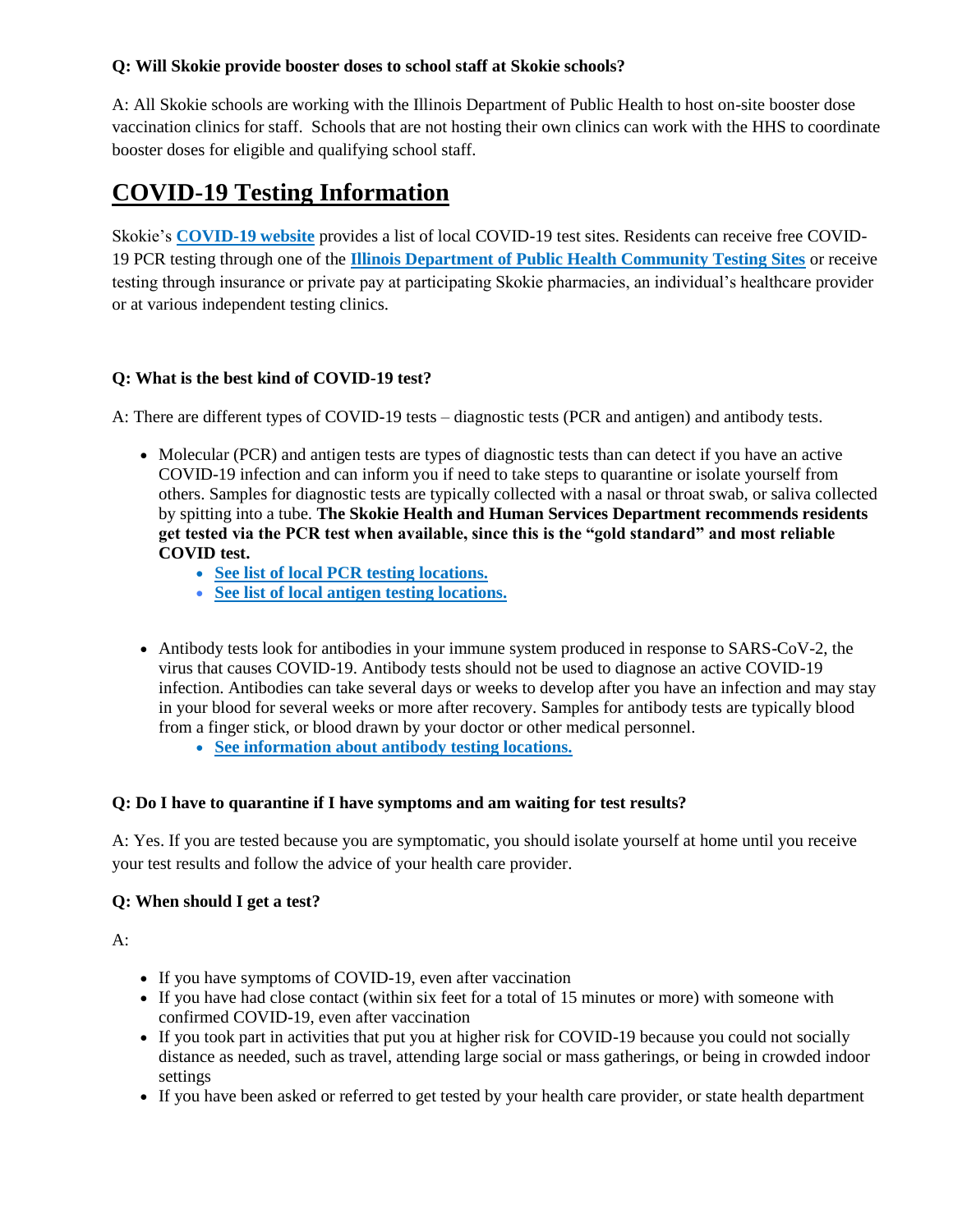**Q: Will Skokie provide booster doses to school staff at Skokie schools?**

A: All Skokie schools are working with the Illinois Department of Public Health to host on-site booster dose vaccination clinics for staff. Schools that are not hosting their own clinics can work with the HHS to coordinate booster doses for eligible and qualifying school staff.

# COVID-19 Testing Information

Skokie's **COVID-19 website** provides a list of local COVID-19 test sites. Residents can receive free COVID-19 PCR testing through one of the **Illinois Department of Public Health Community Testing Sites** or receive testing through insurance or private pay at participating Skokie pharmacies, an individual's healthcare provider or at various independent testing clinics.

**Q: What is the best kind of COVID-19 test?**

A: There are different types of COVID-19 tests – diagnostic tests (PCR and antigen) and antibody tests.

- Molecular (PCR) and antigen tests are types of diagnostic tests than can detect if you have an active COVID-19 infection and can inform you if need to take steps to quarantine or isolate yourself from others. Samples for diagnostic tests are typically collected with a nasal or throat swab, or saliva collected by spitting into a tube. **The Skokie Health and Human Services Department recommends residents get tested via the PCR test when available, since this is the "gold standard" and most reliable COVID test.**
  - **See list of local PCR testing locations.**
  - **See list of local antigen testing locations.**

- Antibody tests look for antibodies in your immune system produced in response to SARS-CoV-2, the virus that causes COVID-19. Antibody tests should not be used to diagnose an active COVID-19 infection. Antibodies can take several days or weeks to develop after you have an infection and may stay in your blood for several weeks or more after recovery. Samples for antibody tests are typically blood from a finger stick, or blood drawn by your doctor or other medical personnel.
  - **See information about antibody testing locations.**

**Q: Do I have to quarantine if I have symptoms and am waiting for test results?**

A: Yes. If you are tested because you are symptomatic, you should isolate yourself at home until you receive your test results and follow the advice of your health care provider.

**Q: When should I get a test?**

A:

- If you have symptoms of COVID-19, even after vaccination
- If you have had close contact (within six feet for a total of 15 minutes or more) with someone with confirmed COVID-19, even after vaccination
- If you took part in activities that put you at higher risk for COVID-19 because you could not socially distance as needed, such as travel, attending large social or mass gatherings, or being in crowded indoor settings
- If you have been asked or referred to get tested by your health care provider, or state health department